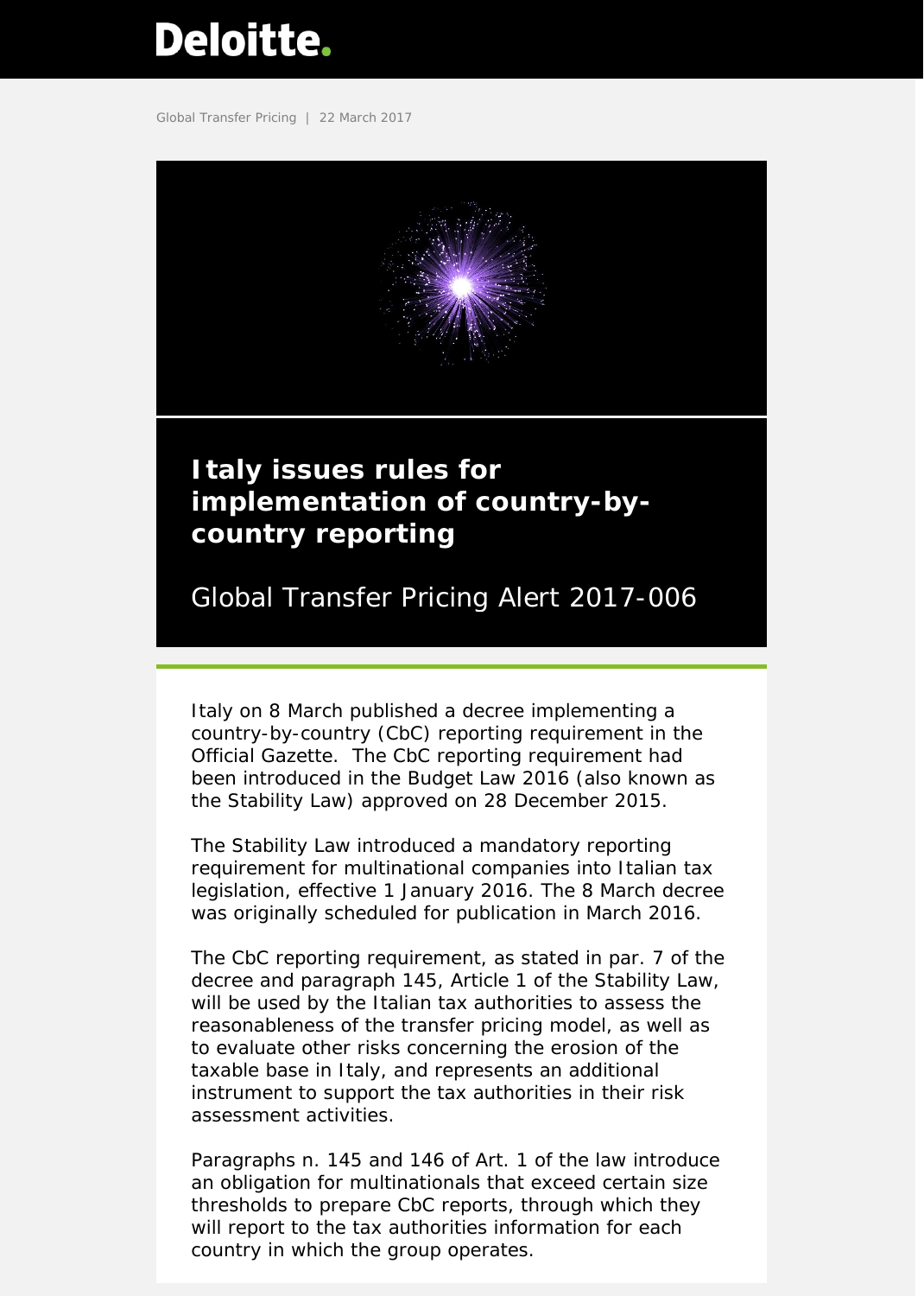Deloitte.

Global Transfer Pricing | 22 March 2017

# Italy issues rules for implementation of country-by-country reporting

Global Transfer Pricing Alert 2017-006

Italy on 8 March published a decree implementing a country-by-country (CbC) reporting requirement in the Official Gazette. The CbC reporting requirement had been introduced in the Budget Law 2016 (also known as the Stability Law) approved on 28 December 2015.

The Stability Law introduced a mandatory reporting requirement for multinational companies into Italian tax legislation, effective 1 January 2016. The 8 March decree was originally scheduled for publication in March 2016.

The CbC reporting requirement, as stated in par. 7 of the decree and paragraph 145, Article 1 of the Stability Law, will be used by the Italian tax authorities to assess the reasonableness of the transfer pricing model, as well as to evaluate other risks concerning the erosion of the taxable base in Italy, and represents an additional instrument to support the tax authorities in their risk assessment activities.

Paragraphs n. 145 and 146 of Art. 1 of the law introduce an obligation for multinationals that exceed certain size thresholds to prepare CbC reports, through which they will report to the tax authorities information for each country in which the group operates.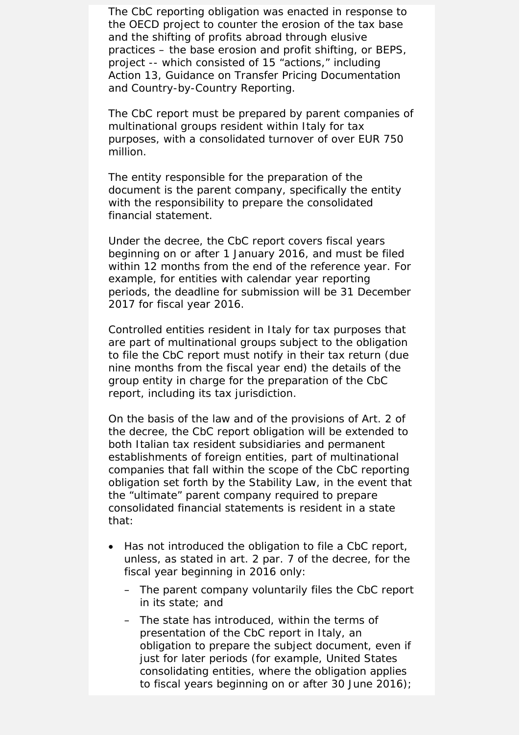The CbC reporting obligation was enacted in response to the OECD project to counter the erosion of the tax base and the shifting of profits abroad through elusive practices – the base erosion and profit shifting, or BEPS, project -- which consisted of 15 "actions," including Action 13, Guidance on Transfer Pricing Documentation and Country-by-Country Reporting.

The CbC report must be prepared by parent companies of multinational groups resident within Italy for tax purposes, with a consolidated turnover of over EUR 750 million.

The entity responsible for the preparation of the document is the parent company, specifically the entity with the responsibility to prepare the consolidated financial statement.

Under the decree, the CbC report covers fiscal years beginning on or after 1 January 2016, and must be filed within 12 months from the end of the reference year. For example, for entities with calendar year reporting periods, the deadline for submission will be 31 December 2017 for fiscal year 2016.

Controlled entities resident in Italy for tax purposes that are part of multinational groups subject to the obligation to file the CbC report must notify in their tax return (due nine months from the fiscal year end) the details of the group entity in charge for the preparation of the CbC report, including its tax jurisdiction.

On the basis of the law and of the provisions of Art. 2 of the decree, the CbC report obligation will be extended to both Italian tax resident subsidiaries and permanent establishments of foreign entities, part of multinational companies that fall within the scope of the CbC reporting obligation set forth by the Stability Law, in the event that the "ultimate" parent company required to prepare consolidated financial statements is resident in a state that:

- Has not introduced the obligation to file a CbC report, unless, as stated in art. 2 par. 7 of the decree, for the fiscal year beginning in 2016 only:
  - The parent company voluntarily files the CbC report in its state; and
  - The state has introduced, within the terms of presentation of the CbC report in Italy, an obligation to prepare the subject document, even if just for later periods (for example, United States consolidating entities, where the obligation applies to fiscal years beginning on or after 30 June 2016);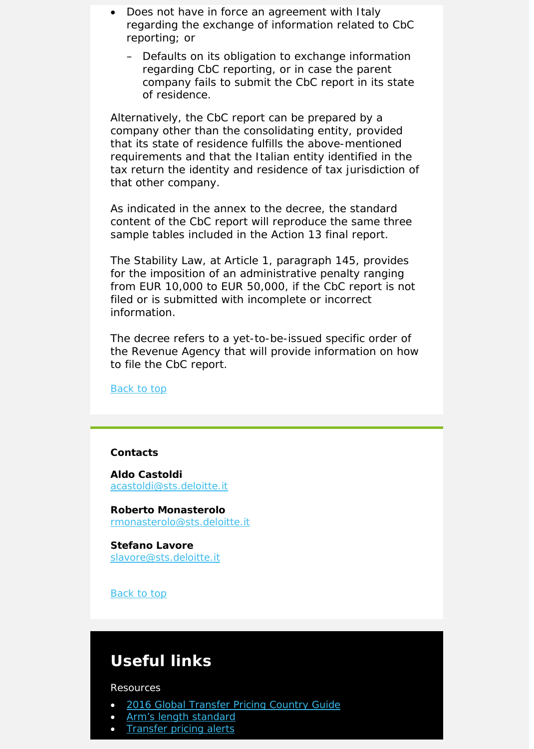- Does not have in force an agreement with Italy regarding the exchange of information related to CbC reporting; or
  - Defaults on its obligation to exchange information regarding CbC reporting, or in case the parent company fails to submit the CbC report in its state of residence.

Alternatively, the CbC report can be prepared by a company other than the consolidating entity, provided that its state of residence fulfills the above-mentioned requirements and that the Italian entity identified in the tax return the identity and residence of tax jurisdiction of that other company.

As indicated in the annex to the decree, the standard content of the CbC report will reproduce the same three sample tables included in the Action 13 final report.

The Stability Law, at Article 1, paragraph 145, provides for the imposition of an administrative penalty ranging from EUR 10,000 to EUR 50,000, if the CbC report is not filed or is submitted with incomplete or incorrect information.

The decree refers to a yet-to-be-issued specific order of the Revenue Agency that will provide information on how to file the CbC report.

Back to top

**Contacts**

**Aldo Castoldi**
acastoldi@sts.deloitte.it

**Roberto Monasterolo**
rmonasterolo@sts.deloitte.it

**Stefano Lavore**
slavore@sts.deloitte.it

Back to top

## Useful links

Resources

- 2016 Global Transfer Pricing Country Guide
- Arm's length standard
- Transfer pricing alerts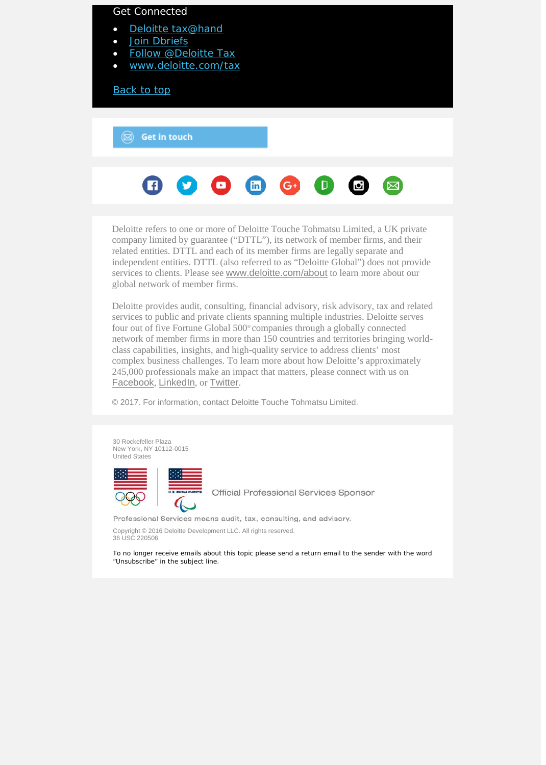## Get Connected

- Deloitte tax@hand
- Join Dbriefs
- Follow @Deloitte Tax
- www.deloitte.com/tax

Back to top

Get in touch

Deloitte refers to one or more of Deloitte Touche Tohmatsu Limited, a UK private company limited by guarantee ("DTTL"), its network of member firms, and their related entities. DTTL and each of its member firms are legally separate and independent entities. DTTL (also referred to as "Deloitte Global") does not provide services to clients. Please see www.deloitte.com/about to learn more about our global network of member firms.

Deloitte provides audit, consulting, financial advisory, risk advisory, tax and related services to public and private clients spanning multiple industries. Deloitte serves four out of five Fortune Global 500® companies through a globally connected network of member firms in more than 150 countries and territories bringing world-class capabilities, insights, and high-quality service to address clients' most complex business challenges. To learn more about how Deloitte's approximately 245,000 professionals make an impact that matters, please connect with us on Facebook, LinkedIn, or Twitter.

© 2017. For information, contact Deloitte Touche Tohmatsu Limited.

30 Rockefeller Plaza
New York, NY 10112-0015
United States

Official Professional Services Sponsor

Professional Services means audit, tax, consulting, and advisory.

Copyright © 2016 Deloitte Development LLC. All rights reserved.
36 USC 220506

To no longer receive emails about this topic please send a return email to the sender with the word "Unsubscribe" in the subject line.